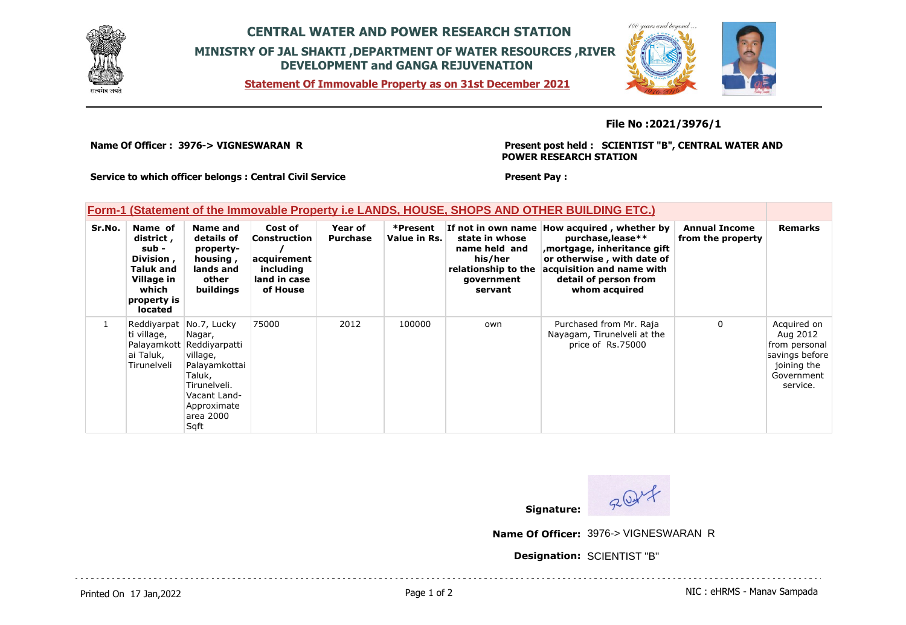# CENTRAL WATER AND POWER RESEARCH STATION

## MINISTRY OF JAL SHAKTI ,DEPARTMENT OF WATER RESOURCES ,RIVER DEVELOPMENT and GANGA REJUVENATION

**Statement Of Immovable Property as on 31st December 2021**

**File No :2021/3976/1**

**Name Of Officer : 3976-> VIGNESWARAN R**

**Present post held : SCIENTIST "B", CENTRAL WATER AND POWER RESEARCH STATION**

**Service to which officer belongs : Central Civil Service**

**Present Pay :**

### Form-1 (Statement of the Immovable Property i.e LANDS, HOUSE, SHOPS AND OTHER BUILDING ETC.)

| Sr.No. | Name of district , sub - Division , Taluk and Village in which property is located | Name and details of property- housing , lands and other buildings | Cost of Construction / acquirement including land in case of House | Year of Purchase | *Present Value in Rs. | If not in own name state in whose name held and his/her relationship to the government servant | How acquired , whether by purchase,lease** ,mortgage, inheritance gift or otherwise , with date of acquisition and name with detail of person from whom acquired | Annual Income from the property | Remarks |
|---|---|---|---|---|---|---|---|---|---|
| 1 | Reddiyarpatti village, Palayamkottai Taluk, Tirunelveli | No.7, Lucky Nagar, Reddiyarpatti village, Palayamkottai Taluk, Tirunelveli. Vacant Land- Approximate area 2000 Sqft | 75000 | 2012 | 100000 | own | Purchased from Mr. Raja Nayagam, Tirunelveli at the price of Rs.75000 | 0 | Acquired on Aug 2012 from personal savings before joining the Government service. |

**Signature:**

**Name Of Officer:** 3976-> VIGNESWARAN R

**Designation:** SCIENTIST "B"

Printed On 17 Jan,2022

NIC : eHRMS - Manav Sampada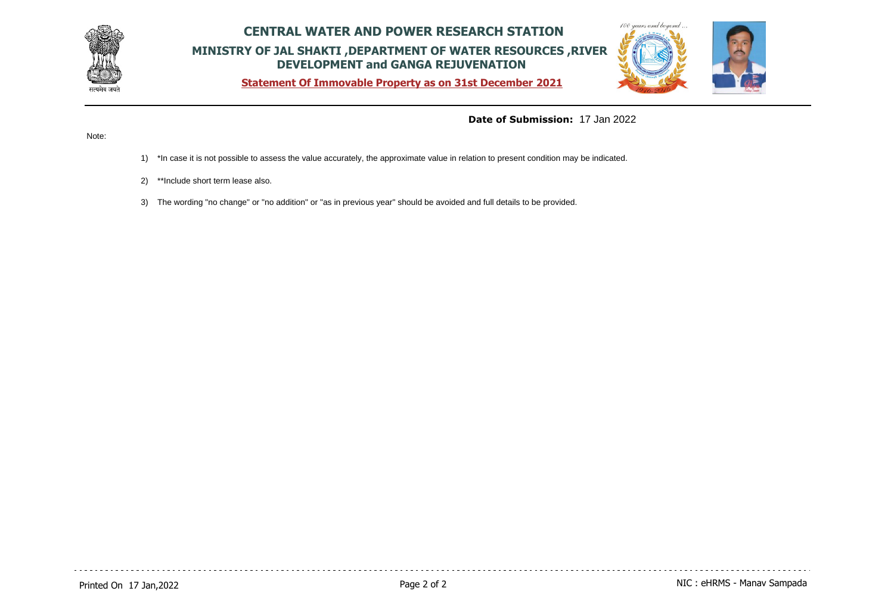# CENTRAL WATER AND POWER RESEARCH STATION

## MINISTRY OF JAL SHAKTI ,DEPARTMENT OF WATER RESOURCES ,RIVER DEVELOPMENT and GANGA REJUVENATION

**Statement Of Immovable Property as on 31st December 2021**

**Date of Submission:** 17 Jan 2022

Note:

1) *In case it is not possible to assess the value accurately, the approximate value in relation to present condition may be indicated.

2) **Include short term lease also.

3) The wording "no change" or "no addition" or "as in previous year" should be avoided and full details to be provided.